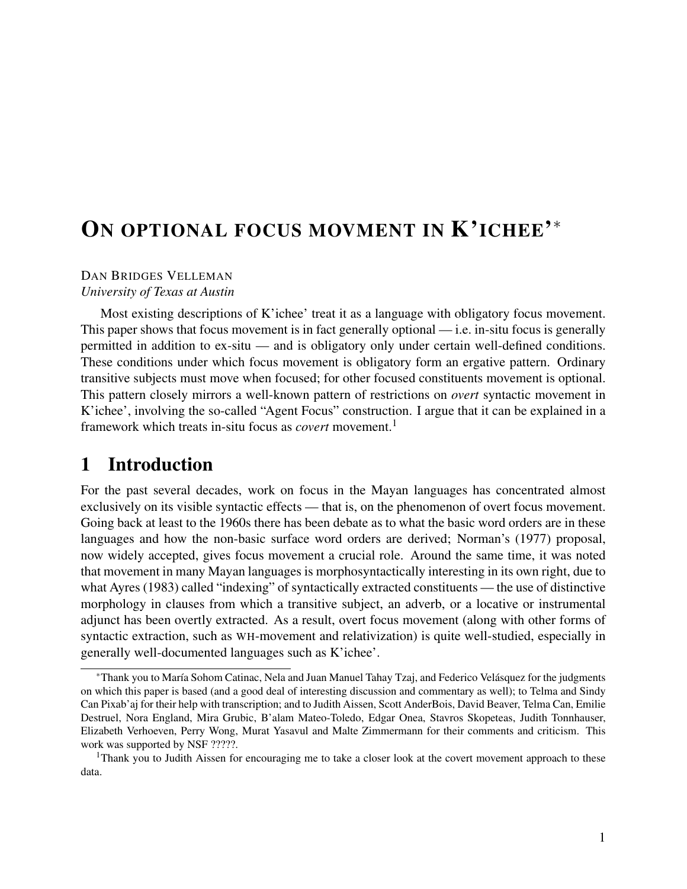# ON OPTIONAL FOCUS MOVMENT IN K'ICHEE'*

DAN BRIDGES VELLEMAN
*University of Texas at Austin*

Most existing descriptions of K'ichee' treat it as a language with obligatory focus movement. This paper shows that focus movement is in fact generally optional — i.e. in-situ focus is generally permitted in addition to ex-situ — and is obligatory only under certain well-defined conditions. These conditions under which focus movement is obligatory form an ergative pattern. Ordinary transitive subjects must move when focused; for other focused constituents movement is optional. This pattern closely mirrors a well-known pattern of restrictions on *overt* syntactic movement in K'ichee', involving the so-called "Agent Focus" construction. I argue that it can be explained in a framework which treats in-situ focus as *covert* movement.[1]

## 1 Introduction

For the past several decades, work on focus in the Mayan languages has concentrated almost exclusively on its visible syntactic effects — that is, on the phenomenon of overt focus movement. Going back at least to the 1960s there has been debate as to what the basic word orders are in these languages and how the non-basic surface word orders are derived; Norman's (1977) proposal, now widely accepted, gives focus movement a crucial role. Around the same time, it was noted that movement in many Mayan languages is morphosyntactically interesting in its own right, due to what Ayres (1983) called "indexing" of syntactically extracted constituents — the use of distinctive morphology in clauses from which a transitive subject, an adverb, or a locative or instrumental adjunct has been overtly extracted. As a result, overt focus movement (along with other forms of syntactic extraction, such as WH-movement and relativization) is quite well-studied, especially in generally well-documented languages such as K'ichee'.

*Thank you to María Sohom Catinac, Nela and Juan Manuel Tahay Tzaj, and Federico Velásquez for the judgments on which this paper is based (and a good deal of interesting discussion and commentary as well); to Telma and Sindy Can Pixab'aj for their help with transcription; and to Judith Aissen, Scott AnderBois, David Beaver, Telma Can, Emilie Destruel, Nora England, Mira Grubic, B'alam Mateo-Toledo, Edgar Onea, Stavros Skopeteas, Judith Tonnhauser, Elizabeth Verhoeven, Perry Wong, Murat Yasavul and Malte Zimmermann for their comments and criticism. This work was supported by NSF ?????.

[1]Thank you to Judith Aissen for encouraging me to take a closer look at the covert movement approach to these data.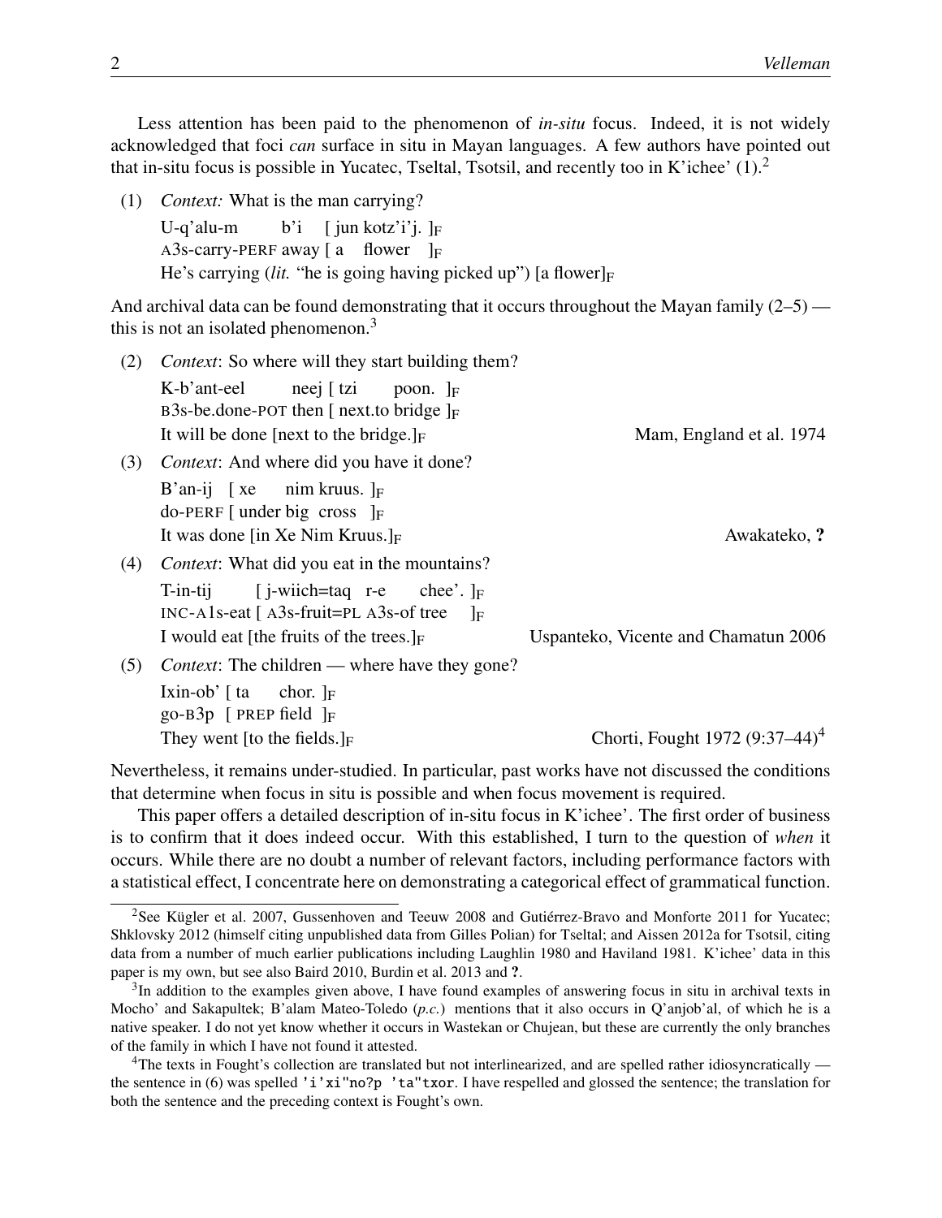Less attention has been paid to the phenomenon of *in-situ* focus. Indeed, it is not widely acknowledged that foci *can* surface in situ in Mayan languages. A few authors have pointed out that in-situ focus is possible in Yucatec, Tseltal, Tsotsil, and recently too in K'ichee' (1).[2]

(1) *Context:* What is the man carrying?

U-q'alu-m b'i [ jun kotz'i'j. ]$_F$
A3s-carry-PERF away [ a flower ]$_F$
He's carrying (*lit.* "he is going having picked up") [a flower]$_F$

And archival data can be found demonstrating that it occurs throughout the Mayan family (2–5) — this is not an isolated phenomenon.[3]

(2) *Context*: So where will they start building them?

K-b'ant-eel neej [ tzi poon. ]$_F$
B3s-be.done-POT then [ next.to bridge ]$_F$
It will be done [next to the bridge.]$_F$ — Mam, England et al. 1974

(3) *Context*: And where did you have it done?

B'an-ij [ xe nim kruus. ]$_F$
do-PERF [ under big cross ]$_F$
It was done [in Xe Nim Kruus.]$_F$ — Awakateko, **?**

(4) *Context*: What did you eat in the mountains?

T-in-tij [ j-wiich=taq r-e chee'. ]$_F$
INC-A1s-eat [ A3s-fruit=PL A3s-of tree ]$_F$
I would eat [the fruits of the trees.]$_F$ — Uspanteko, Vicente and Chamatun 2006

(5) *Context*: The children — where have they gone?

Ixin-ob' [ ta chor. ]$_F$
go-B3p [ PREP field ]$_F$
They went [to the fields.]$_F$ — Chorti, Fought 1972 (9:37–44)[4]

Nevertheless, it remains under-studied. In particular, past works have not discussed the conditions that determine when focus in situ is possible and when focus movement is required.

This paper offers a detailed description of in-situ focus in K'ichee'. The first order of business is to confirm that it does indeed occur. With this established, I turn to the question of *when* it occurs. While there are no doubt a number of relevant factors, including performance factors with a statistical effect, I concentrate here on demonstrating a categorical effect of grammatical function.

---

[2] See Kügler et al. 2007, Gussenhoven and Teeuw 2008 and Gutiérrez-Bravo and Monforte 2011 for Yucatec; Shklovsky 2012 (himself citing unpublished data from Gilles Polian) for Tseltal; and Aissen 2012a for Tsotsil, citing data from a number of much earlier publications including Laughlin 1980 and Haviland 1981. K'ichee' data in this paper is my own, but see also Baird 2010, Burdin et al. 2013 and **?**.

[3] In addition to the examples given above, I have found examples of answering focus in situ in archival texts in Mocho' and Sakapultek; B'alam Mateo-Toledo (*p.c.*) mentions that it also occurs in Q'anjob'al, of which he is a native speaker. I do not yet know whether it occurs in Wastekan or Chujean, but these are currently the only branches of the family in which I have not found it attested.

[4] The texts in Fought's collection are translated but not interlinearized, and are spelled rather idiosyncratically — the sentence in (6) was spelled `'i'xi"no?p 'ta"txor`. I have respelled and glossed the sentence; the translation for both the sentence and the preceding context is Fought's own.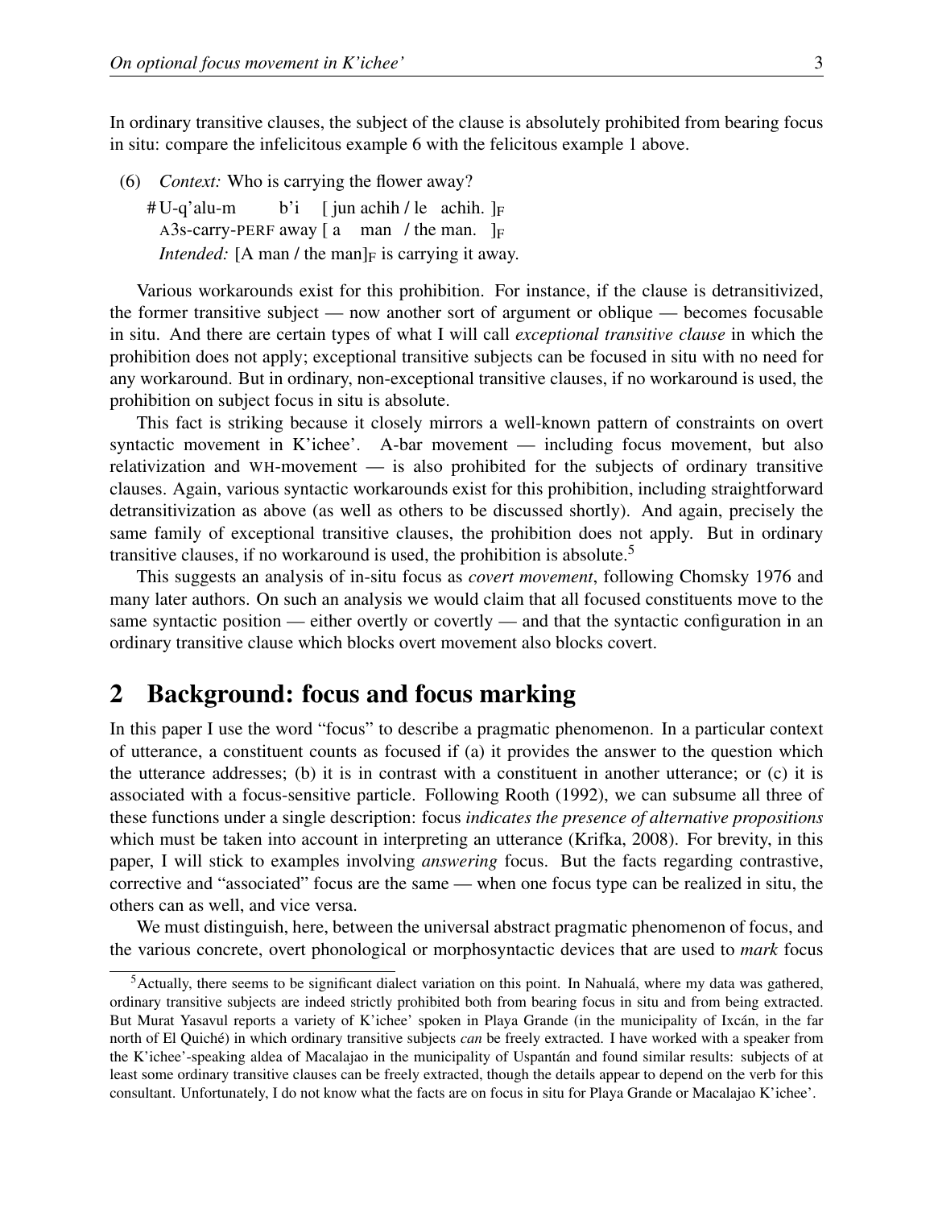In ordinary transitive clauses, the subject of the clause is absolutely prohibited from bearing focus in situ: compare the infelicitous example 6 with the felicitous example 1 above.

(6) *Context:* Who is carrying the flower away?

  # U-q'alu-m b'i [ jun achih / le achih. ]$_F$
  A3s-carry-PERF away [ a man / the man. ]$_F$
  *Intended:* [A man / the man]$_F$ is carrying it away.

Various workarounds exist for this prohibition. For instance, if the clause is detransitivized, the former transitive subject — now another sort of argument or oblique — becomes focusable in situ. And there are certain types of what I will call *exceptional transitive clause* in which the prohibition does not apply; exceptional transitive subjects can be focused in situ with no need for any workaround. But in ordinary, non-exceptional transitive clauses, if no workaround is used, the prohibition on subject focus in situ is absolute.

This fact is striking because it closely mirrors a well-known pattern of constraints on overt syntactic movement in K'ichee'. A-bar movement — including focus movement, but also relativization and WH-movement — is also prohibited for the subjects of ordinary transitive clauses. Again, various syntactic workarounds exist for this prohibition, including straightforward detransitivization as above (as well as others to be discussed shortly). And again, precisely the same family of exceptional transitive clauses, the prohibition does not apply. But in ordinary transitive clauses, if no workaround is used, the prohibition is absolute.[5]

This suggests an analysis of in-situ focus as *covert movement*, following Chomsky 1976 and many later authors. On such an analysis we would claim that all focused constituents move to the same syntactic position — either overtly or covertly — and that the syntactic configuration in an ordinary transitive clause which blocks overt movement also blocks covert.

## 2 Background: focus and focus marking

In this paper I use the word "focus" to describe a pragmatic phenomenon. In a particular context of utterance, a constituent counts as focused if (a) it provides the answer to the question which the utterance addresses; (b) it is in contrast with a constituent in another utterance; or (c) it is associated with a focus-sensitive particle. Following Rooth (1992), we can subsume all three of these functions under a single description: focus *indicates the presence of alternative propositions* which must be taken into account in interpreting an utterance (Krifka, 2008). For brevity, in this paper, I will stick to examples involving *answering* focus. But the facts regarding contrastive, corrective and "associated" focus are the same — when one focus type can be realized in situ, the others can as well, and vice versa.

We must distinguish, here, between the universal abstract pragmatic phenomenon of focus, and the various concrete, overt phonological or morphosyntactic devices that are used to *mark* focus

[5] Actually, there seems to be significant dialect variation on this point. In Nahualá, where my data was gathered, ordinary transitive subjects are indeed strictly prohibited both from bearing focus in situ and from being extracted. But Murat Yasavul reports a variety of K'ichee' spoken in Playa Grande (in the municipality of Ixcán, in the far north of El Quiché) in which ordinary transitive subjects *can* be freely extracted. I have worked with a speaker from the K'ichee'-speaking aldea of Macalajao in the municipality of Uspantán and found similar results: subjects of at least some ordinary transitive clauses can be freely extracted, though the details appear to depend on the verb for this consultant. Unfortunately, I do not know what the facts are on focus in situ for Playa Grande or Macalajao K'ichee'.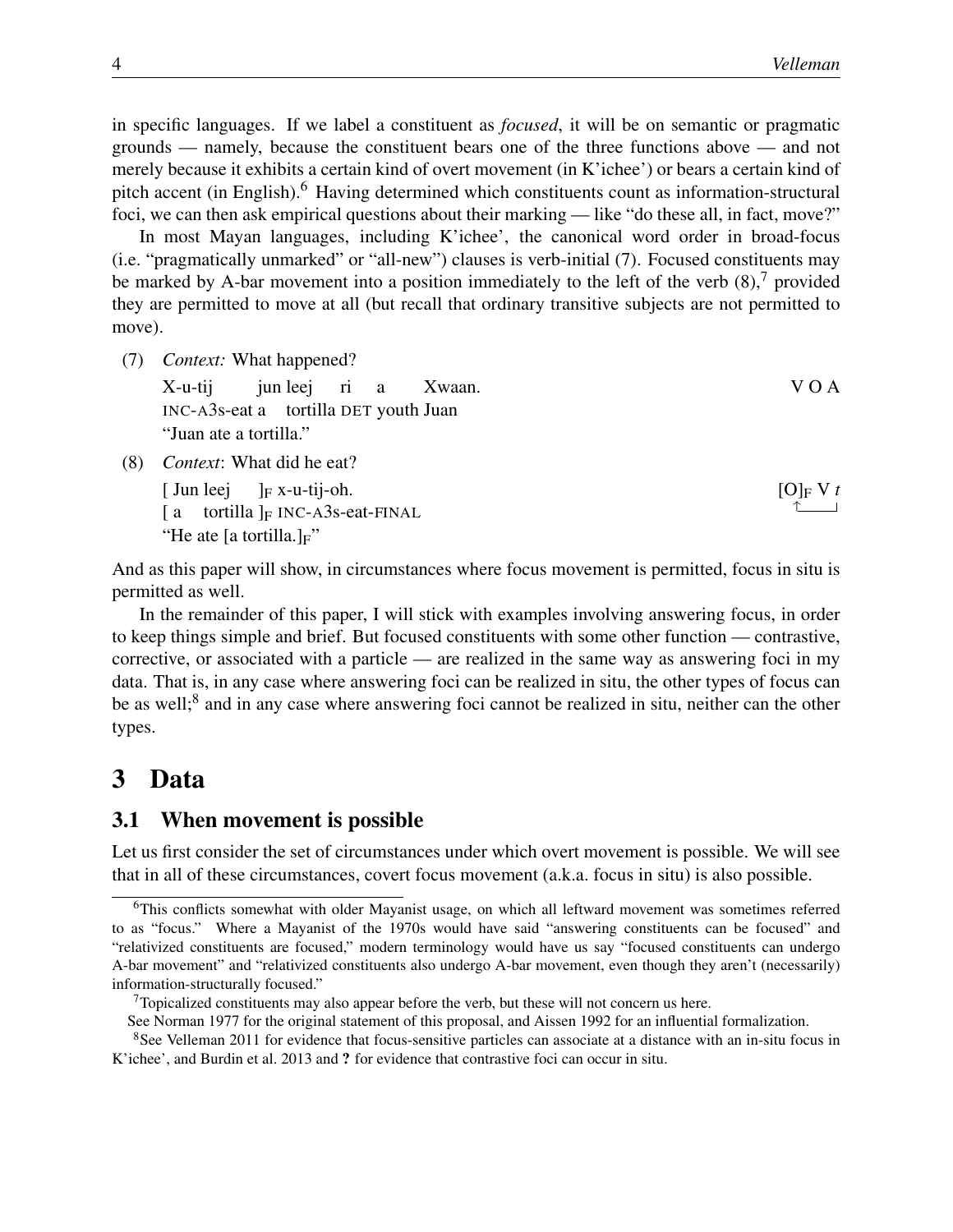in specific languages. If we label a constituent as *focused*, it will be on semantic or pragmatic grounds — namely, because the constituent bears one of the three functions above — and not merely because it exhibits a certain kind of overt movement (in K'ichee') or bears a certain kind of pitch accent (in English).[6] Having determined which constituents count as information-structural foci, we can then ask empirical questions about their marking — like "do these all, in fact, move?"

In most Mayan languages, including K'ichee', the canonical word order in broad-focus (i.e. "pragmatically unmarked" or "all-new") clauses is verb-initial (7). Focused constituents may be marked by A-bar movement into a position immediately to the left of the verb (8),[7] provided they are permitted to move at all (but recall that ordinary transitive subjects are not permitted to move).

(7) *Context:* What happened?

X-u-tij jun leej ri a Xwaan. &nbsp;&nbsp;&nbsp;&nbsp; V O A
INC-A3s-eat a tortilla DET youth Juan
"Juan ate a tortilla."

(8) *Context*: What did he eat?

[ Jun leej ]$_F$ x-u-tij-oh. &nbsp;&nbsp;&nbsp;&nbsp; [O]$_F$ V *t*
[ a tortilla ]$_F$ INC-A3s-eat-FINAL
"He ate [a tortilla.]$_F$"

And as this paper will show, in circumstances where focus movement is permitted, focus in situ is permitted as well.

In the remainder of this paper, I will stick with examples involving answering focus, in order to keep things simple and brief. But focused constituents with some other function — contrastive, corrective, or associated with a particle — are realized in the same way as answering foci in my data. That is, in any case where answering foci can be realized in situ, the other types of focus can be as well;[8] and in any case where answering foci cannot be realized in situ, neither can the other types.

# 3 Data

## 3.1 When movement is possible

Let us first consider the set of circumstances under which overt movement is possible. We will see that in all of these circumstances, covert focus movement (a.k.a. focus in situ) is also possible.

---

[6] This conflicts somewhat with older Mayanist usage, on which all leftward movement was sometimes referred to as "focus." Where a Mayanist of the 1970s would have said "answering constituents can be focused" and "relativized constituents are focused," modern terminology would have us say "focused constituents can undergo A-bar movement" and "relativized constituents also undergo A-bar movement, even though they aren't (necessarily) information-structurally focused."

[7] Topicalized constituents may also appear before the verb, but these will not concern us here.
See Norman 1977 for the original statement of this proposal, and Aissen 1992 for an influential formalization.

[8] See Velleman 2011 for evidence that focus-sensitive particles can associate at a distance with an in-situ focus in K'ichee', and Burdin et al. 2013 and **?** for evidence that contrastive foci can occur in situ.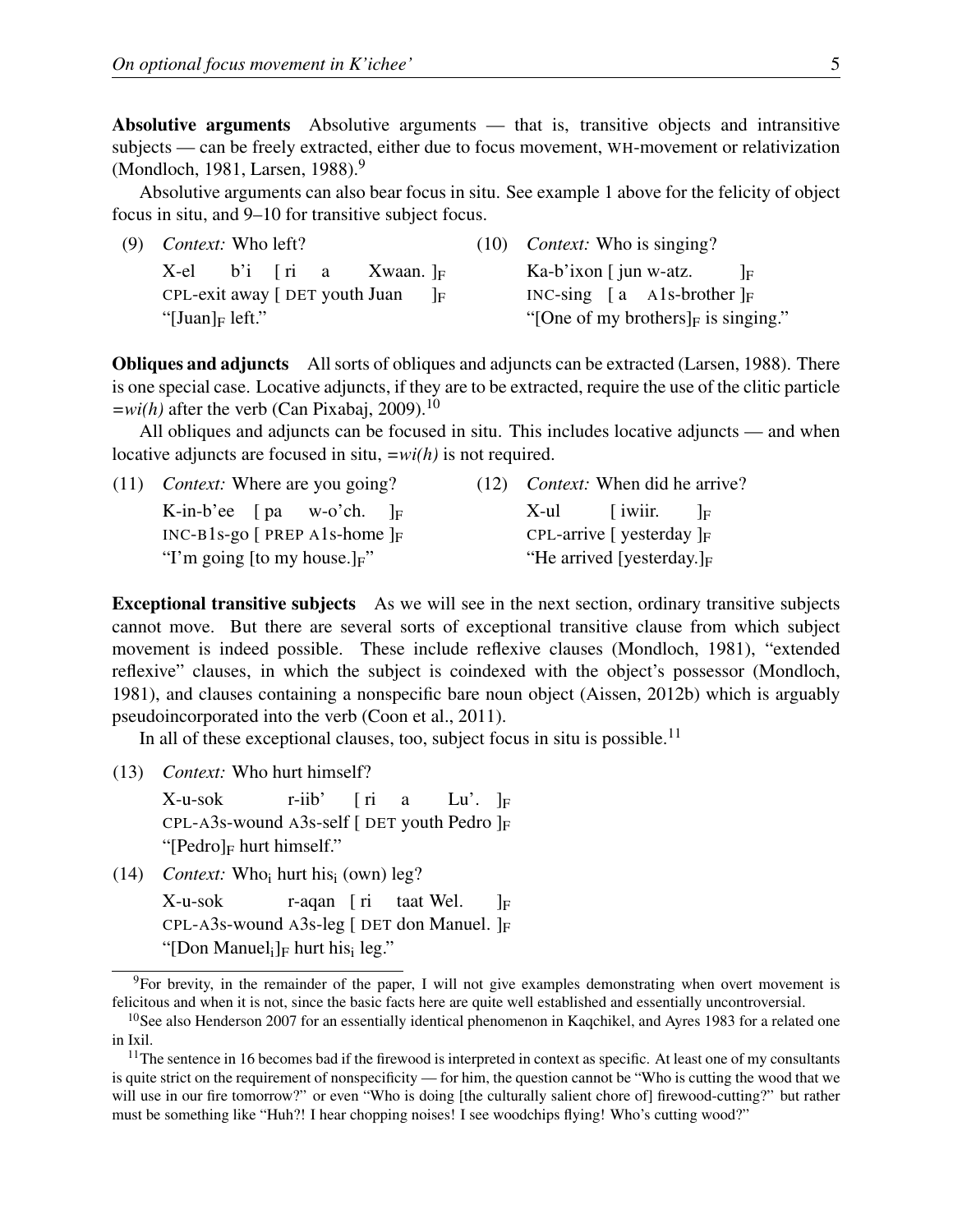**Absolutive arguments** Absolutive arguments — that is, transitive objects and intransitive subjects — can be freely extracted, either due to focus movement, WH-movement or relativization (Mondloch, 1981, Larsen, 1988).[9]

Absolutive arguments can also bear focus in situ. See example 1 above for the felicity of object focus in situ, and 9–10 for transitive subject focus.

(9) *Context:* Who left?
    X-el b'i [ ri a Xwaan. ]$_F$
    CPL-exit away [ DET youth Juan ]$_F$
    "[Juan]$_F$ left."

(10) *Context:* Who is singing?
    Ka-b'ixon [ jun w-atz. ]$_F$
    INC-sing [ a A1s-brother ]$_F$
    "[One of my brothers]$_F$ is singing."

**Obliques and adjuncts** All sorts of obliques and adjuncts can be extracted (Larsen, 1988). There is one special case. Locative adjuncts, if they are to be extracted, require the use of the clitic particle *=wi(h)* after the verb (Can Pixabaj, 2009).[10]

All obliques and adjuncts can be focused in situ. This includes locative adjuncts — and when locative adjuncts are focused in situ, *=wi(h)* is not required.

(11) *Context:* Where are you going?
    K-in-b'ee [ pa w-o'ch. ]$_F$
    INC-B1s-go [ PREP A1s-home ]$_F$
    "I'm going [to my house.]$_F$"

(12) *Context:* When did he arrive?
    X-ul [ iwiir. ]$_F$
    CPL-arrive [ yesterday ]$_F$
    "He arrived [yesterday.]$_F$

**Exceptional transitive subjects** As we will see in the next section, ordinary transitive subjects cannot move. But there are several sorts of exceptional transitive clause from which subject movement is indeed possible. These include reflexive clauses (Mondloch, 1981), "extended reflexive" clauses, in which the subject is coindexed with the object's possessor (Mondloch, 1981), and clauses containing a nonspecific bare noun object (Aissen, 2012b) which is arguably pseudoincorporated into the verb (Coon et al., 2011).

In all of these exceptional clauses, too, subject focus in situ is possible.[11]

(13) *Context:* Who hurt himself?
    X-u-sok r-iib' [ ri a Lu'. ]$_F$
    CPL-A3s-wound A3s-self [ DET youth Pedro ]$_F$
    "[Pedro]$_F$ hurt himself."

(14) *Context:* Who$_i$ hurt his$_i$ (own) leg?
    X-u-sok r-aqan [ ri taat Wel. ]$_F$
    CPL-A3s-wound A3s-leg [ DET don Manuel. ]$_F$
    "[Don Manuel$_i$]$_F$ hurt his$_i$ leg."

---

[9] For brevity, in the remainder of the paper, I will not give examples demonstrating when overt movement is felicitous and when it is not, since the basic facts here are quite well established and essentially uncontroversial.

[10] See also Henderson 2007 for an essentially identical phenomenon in Kaqchikel, and Ayres 1983 for a related one in Ixil.

[11] The sentence in 16 becomes bad if the firewood is interpreted in context as specific. At least one of my consultants is quite strict on the requirement of nonspecificity — for him, the question cannot be "Who is cutting the wood that we will use in our fire tomorrow?" or even "Who is doing [the culturally salient chore of] firewood-cutting?" but rather must be something like "Huh?! I hear chopping noises! I see woodchips flying! Who's cutting wood?"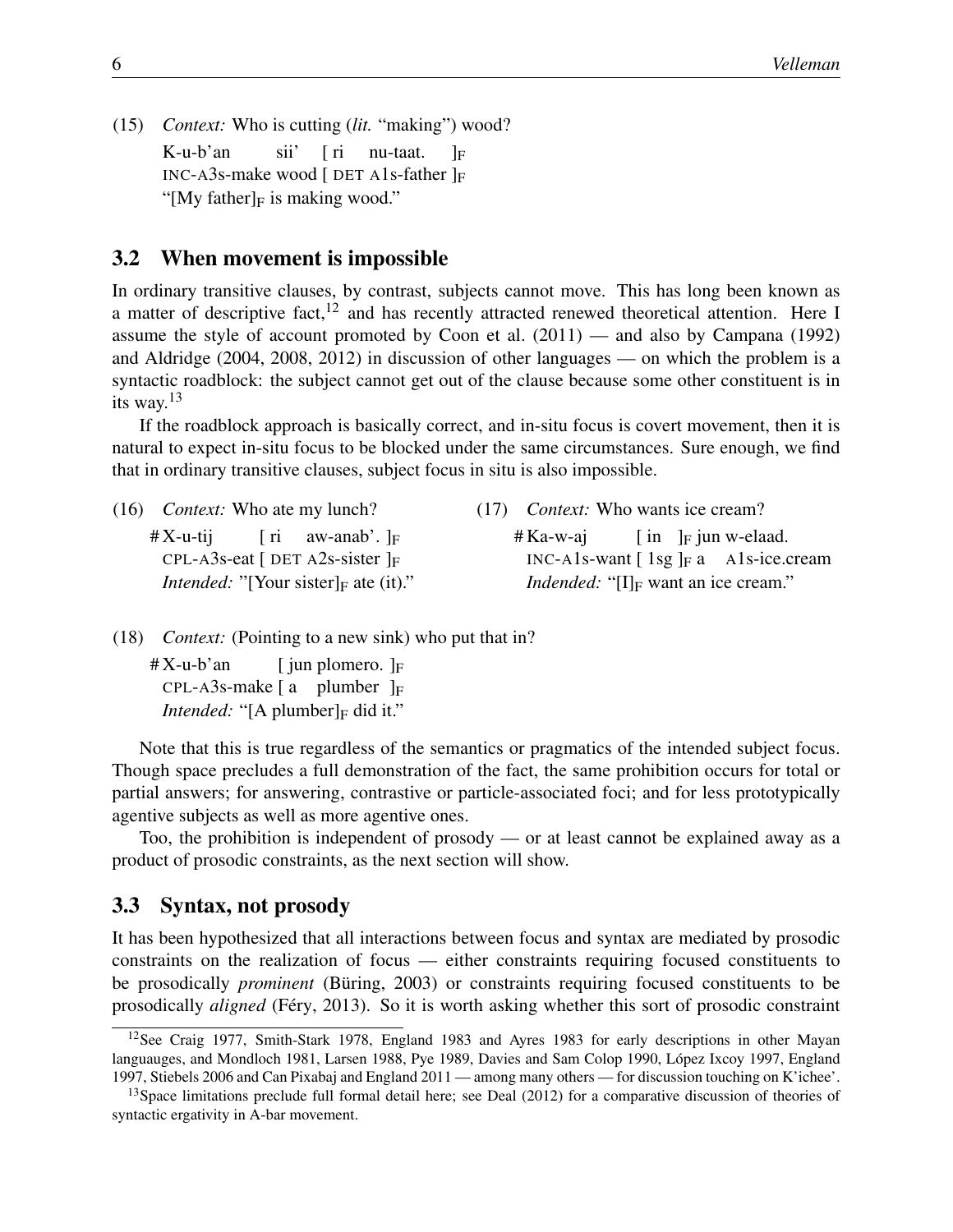(15) *Context:* Who is cutting (*lit.* "making") wood?

K-u-b'an sii' [ ri nu-taat. ]$_F$
INC-A3s-make wood [ DET A1s-father ]$_F$
"[My father]$_F$ is making wood."

## 3.2 When movement is impossible

In ordinary transitive clauses, by contrast, subjects cannot move. This has long been known as a matter of descriptive fact,[12] and has recently attracted renewed theoretical attention. Here I assume the style of account promoted by Coon et al. (2011) — and also by Campana (1992) and Aldridge (2004, 2008, 2012) in discussion of other languages — on which the problem is a syntactic roadblock: the subject cannot get out of the clause because some other constituent is in its way.[13]

If the roadblock approach is basically correct, and in-situ focus is covert movement, then it is natural to expect in-situ focus to be blocked under the same circumstances. Sure enough, we find that in ordinary transitive clauses, subject focus in situ is also impossible.

(16) *Context:* Who ate my lunch?

# X-u-tij [ ri aw-anab'. ]$_F$
CPL-A3s-eat [ DET A2s-sister ]$_F$
*Intended:* "[Your sister]$_F$ ate (it)."

(17) *Context:* Who wants ice cream?

# Ka-w-aj [ in ]$_F$ jun w-elaad.
INC-A1s-want [ 1sg ]$_F$ a A1s-ice.cream
*Indended:* "[I]$_F$ want an ice cream."

(18) *Context:* (Pointing to a new sink) who put that in?

# X-u-b'an [ jun plomero. ]$_F$
CPL-A3s-make [ a plumber ]$_F$
*Intended:* "[A plumber]$_F$ did it."

Note that this is true regardless of the semantics or pragmatics of the intended subject focus. Though space precludes a full demonstration of the fact, the same prohibition occurs for total or partial answers; for answering, contrastive or particle-associated foci; and for less prototypically agentive subjects as well as more agentive ones.

Too, the prohibition is independent of prosody — or at least cannot be explained away as a product of prosodic constraints, as the next section will show.

## 3.3 Syntax, not prosody

It has been hypothesized that all interactions between focus and syntax are mediated by prosodic constraints on the realization of focus — either constraints requiring focused constituents to be prosodically *prominent* (Büring, 2003) or constraints requiring focused constituents to be prosodically *aligned* (Féry, 2013). So it is worth asking whether this sort of prosodic constraint

[12] See Craig 1977, Smith-Stark 1978, England 1983 and Ayres 1983 for early descriptions in other Mayan languauges, and Mondloch 1981, Larsen 1988, Pye 1989, Davies and Sam Colop 1990, López Ixcoy 1997, England 1997, Stiebels 2006 and Can Pixabaj and England 2011 — among many others — for discussion touching on K'ichee'.

[13] Space limitations preclude full formal detail here; see Deal (2012) for a comparative discussion of theories of syntactic ergativity in A-bar movement.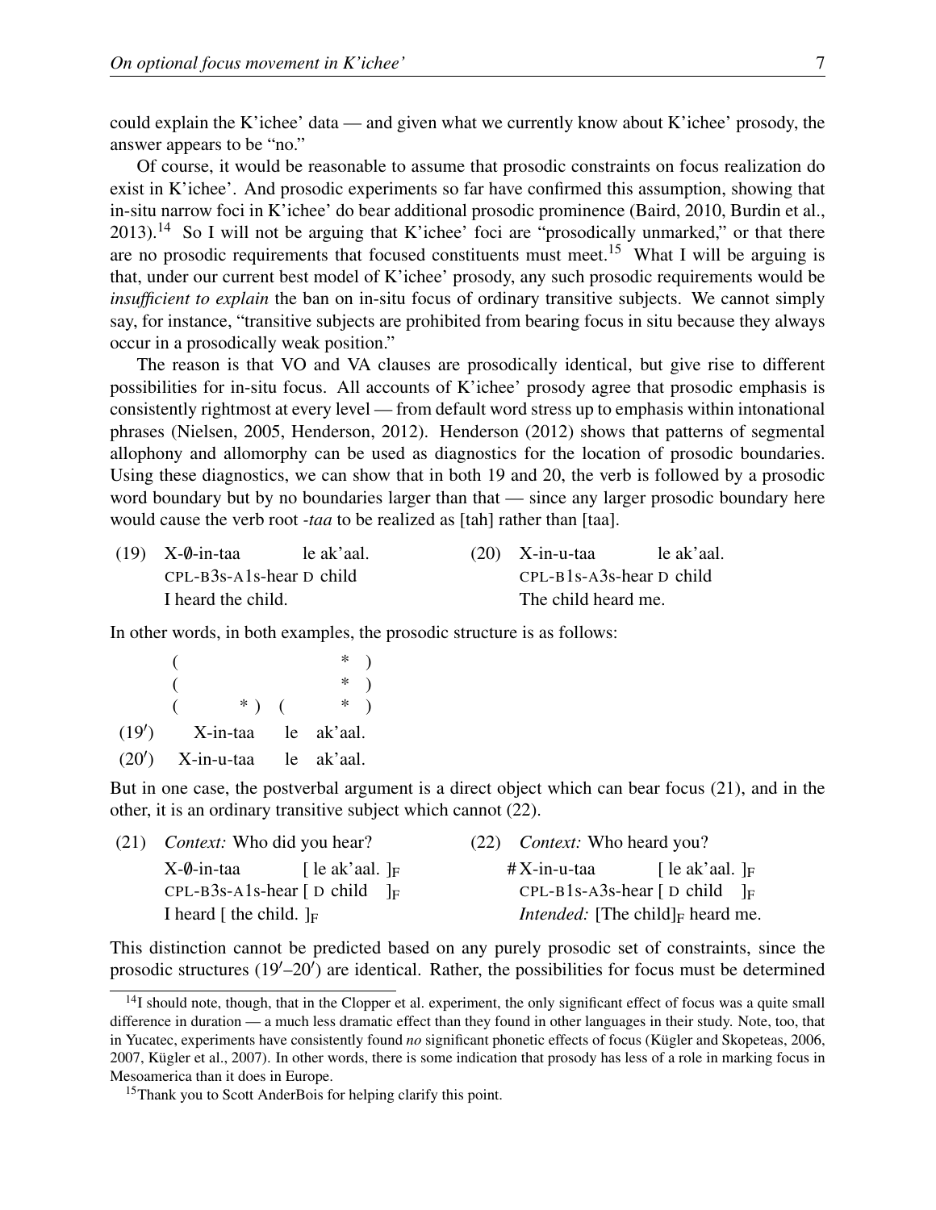could explain the K'ichee' data — and given what we currently know about K'ichee' prosody, the answer appears to be "no."

Of course, it would be reasonable to assume that prosodic constraints on focus realization do exist in K'ichee'. And prosodic experiments so far have confirmed this assumption, showing that in-situ narrow foci in K'ichee' do bear additional prosodic prominence (Baird, 2010, Burdin et al., 2013).[14] So I will not be arguing that K'ichee' foci are "prosodically unmarked," or that there are no prosodic requirements that focused constituents must meet.[15] What I will be arguing is that, under our current best model of K'ichee' prosody, any such prosodic requirements would be *insufficient to explain* the ban on in-situ focus of ordinary transitive subjects. We cannot simply say, for instance, "transitive subjects are prohibited from bearing focus in situ because they always occur in a prosodically weak position."

The reason is that VO and VA clauses are prosodically identical, but give rise to different possibilities for in-situ focus. All accounts of K'ichee' prosody agree that prosodic emphasis is consistently rightmost at every level — from default word stress up to emphasis within intonational phrases (Nielsen, 2005, Henderson, 2012). Henderson (2012) shows that patterns of segmental allophony and allomorphy can be used as diagnostics for the location of prosodic boundaries. Using these diagnostics, we can show that in both 19 and 20, the verb is followed by a prosodic word boundary but by no boundaries larger than that — since any larger prosodic boundary here would cause the verb root *-taa* to be realized as [tah] rather than [taa].

(19) X-∅-in-taa le ak'aal.
CPL-B3s-A1s-hear D child
I heard the child.

(20) X-in-u-taa le ak'aal.
CPL-B1s-A3s-hear D child
The child heard me.

In other words, in both examples, the prosodic structure is as follows:

```
        (                     *  )
        (                     *  )
        (          * )   (    *  )
(19′)     X-in-taa     le  ak'aal.
(20′)   X-in-u-taa     le  ak'aal.
```

But in one case, the postverbal argument is a direct object which can bear focus (21), and in the other, it is an ordinary transitive subject which cannot (22).

(21) *Context:* Who did you hear?
X-∅-in-taa [ le ak'aal. ]$_F$
CPL-B3s-A1s-hear [ D child ]$_F$
I heard [ the child. ]$_F$

(22) *Context:* Who heard you?
\# X-in-u-taa [ le ak'aal. ]$_F$
CPL-B1s-A3s-hear [ D child ]$_F$
*Intended:* [The child]$_F$ heard me.

This distinction cannot be predicted based on any purely prosodic set of constraints, since the prosodic structures (19′–20′) are identical. Rather, the possibilities for focus must be determined

[14] I should note, though, that in the Clopper et al. experiment, the only significant effect of focus was a quite small difference in duration — a much less dramatic effect than they found in other languages in their study. Note, too, that in Yucatec, experiments have consistently found *no* significant phonetic effects of focus (Kügler and Skopeteas, 2006, 2007, Kügler et al., 2007). In other words, there is some indication that prosody has less of a role in marking focus in Mesoamerica than it does in Europe.

[15] Thank you to Scott AnderBois for helping clarify this point.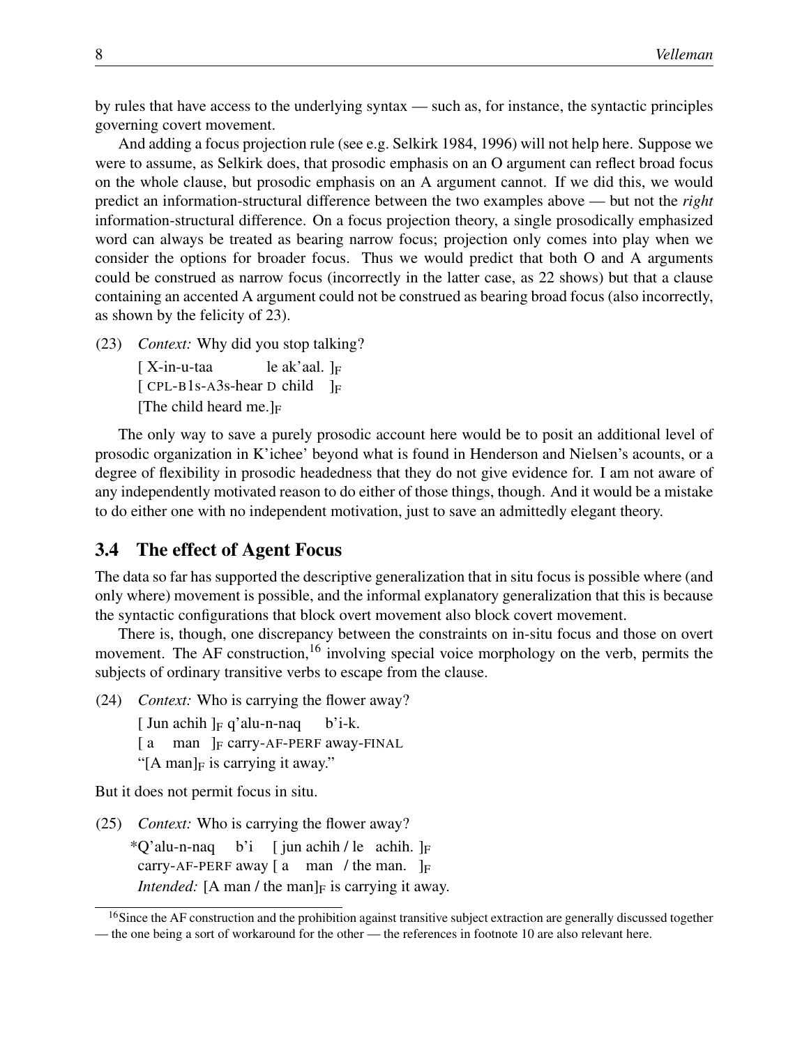by rules that have access to the underlying syntax — such as, for instance, the syntactic principles governing covert movement.

And adding a focus projection rule (see e.g. Selkirk 1984, 1996) will not help here. Suppose we were to assume, as Selkirk does, that prosodic emphasis on an O argument can reflect broad focus on the whole clause, but prosodic emphasis on an A argument cannot. If we did this, we would predict an information-structural difference between the two examples above — but not the *right* information-structural difference. On a focus projection theory, a single prosodically emphasized word can always be treated as bearing narrow focus; projection only comes into play when we consider the options for broader focus. Thus we would predict that both O and A arguments could be construed as narrow focus (incorrectly in the latter case, as 22 shows) but that a clause containing an accented A argument could not be construed as bearing broad focus (also incorrectly, as shown by the felicity of 23).

(23) *Context:* Why did you stop talking?
[ X-in-u-taa le ak'aal. ]$_F$
[ CPL-B1s-A3s-hear D child ]$_F$
[The child heard me.]$_F$

The only way to save a purely prosodic account here would be to posit an additional level of prosodic organization in K'ichee' beyond what is found in Henderson and Nielsen's acounts, or a degree of flexibility in prosodic headedness that they do not give evidence for. I am not aware of any independently motivated reason to do either of those things, though. And it would be a mistake to do either one with no independent motivation, just to save an admittedly elegant theory.

### 3.4 The effect of Agent Focus

The data so far has supported the descriptive generalization that in situ focus is possible where (and only where) movement is possible, and the informal explanatory generalization that this is because the syntactic configurations that block overt movement also block covert movement.

There is, though, one discrepancy between the constraints on in-situ focus and those on overt movement. The AF construction,[16] involving special voice morphology on the verb, permits the subjects of ordinary transitive verbs to escape from the clause.

(24) *Context:* Who is carrying the flower away?
[ Jun achih ]$_F$ q'alu-n-naq b'i-k.
[ a man ]$_F$ carry-AF-PERF away-FINAL
"[A man]$_F$ is carrying it away."

But it does not permit focus in situ.

(25) *Context:* Who is carrying the flower away?
*Q'alu-n-naq b'i [ jun achih / le achih. ]$_F$
carry-AF-PERF away [ a man / the man. ]$_F$
*Intended:* [A man / the man]$_F$ is carrying it away.

[16] Since the AF construction and the prohibition against transitive subject extraction are generally discussed together — the one being a sort of workaround for the other — the references in footnote 10 are also relevant here.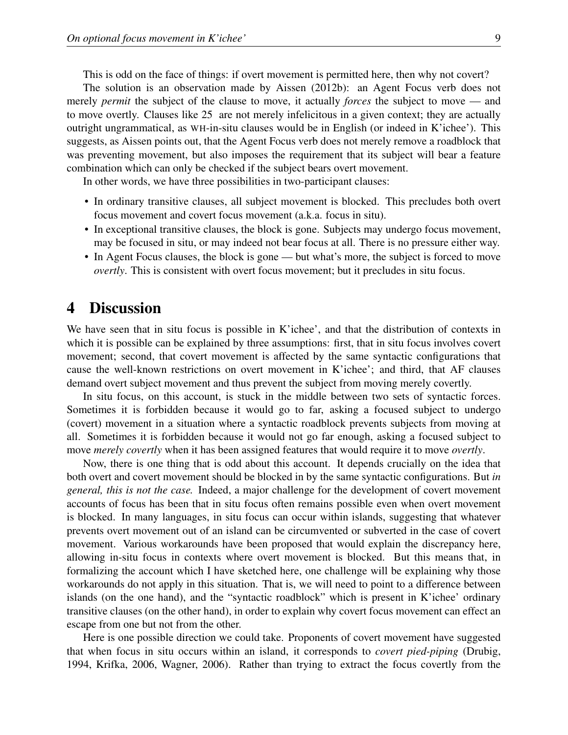This is odd on the face of things: if overt movement is permitted here, then why not covert?

The solution is an observation made by Aissen (2012b): an Agent Focus verb does not merely *permit* the subject of the clause to move, it actually *forces* the subject to move — and to move overtly. Clauses like 25 are not merely infelicitous in a given context; they are actually outright ungrammatical, as WH-in-situ clauses would be in English (or indeed in K'ichee'). This suggests, as Aissen points out, that the Agent Focus verb does not merely remove a roadblock that was preventing movement, but also imposes the requirement that its subject will bear a feature combination which can only be checked if the subject bears overt movement.

In other words, we have three possibilities in two-participant clauses:

- In ordinary transitive clauses, all subject movement is blocked. This precludes both overt focus movement and covert focus movement (a.k.a. focus in situ).
- In exceptional transitive clauses, the block is gone. Subjects may undergo focus movement, may be focused in situ, or may indeed not bear focus at all. There is no pressure either way.
- In Agent Focus clauses, the block is gone — but what's more, the subject is forced to move *overtly*. This is consistent with overt focus movement; but it precludes in situ focus.

## 4 Discussion

We have seen that in situ focus is possible in K'ichee', and that the distribution of contexts in which it is possible can be explained by three assumptions: first, that in situ focus involves covert movement; second, that covert movement is affected by the same syntactic configurations that cause the well-known restrictions on overt movement in K'ichee'; and third, that AF clauses demand overt subject movement and thus prevent the subject from moving merely covertly.

In situ focus, on this account, is stuck in the middle between two sets of syntactic forces. Sometimes it is forbidden because it would go to far, asking a focused subject to undergo (covert) movement in a situation where a syntactic roadblock prevents subjects from moving at all. Sometimes it is forbidden because it would not go far enough, asking a focused subject to move *merely covertly* when it has been assigned features that would require it to move *overtly*.

Now, there is one thing that is odd about this account. It depends crucially on the idea that both overt and covert movement should be blocked in by the same syntactic configurations. But *in general, this is not the case.* Indeed, a major challenge for the development of covert movement accounts of focus has been that in situ focus often remains possible even when overt movement is blocked. In many languages, in situ focus can occur within islands, suggesting that whatever prevents overt movement out of an island can be circumvented or subverted in the case of covert movement. Various workarounds have been proposed that would explain the discrepancy here, allowing in-situ focus in contexts where overt movement is blocked. But this means that, in formalizing the account which I have sketched here, one challenge will be explaining why those workarounds do not apply in this situation. That is, we will need to point to a difference between islands (on the one hand), and the "syntactic roadblock" which is present in K'ichee' ordinary transitive clauses (on the other hand), in order to explain why covert focus movement can effect an escape from one but not from the other.

Here is one possible direction we could take. Proponents of covert movement have suggested that when focus in situ occurs within an island, it corresponds to *covert pied-piping* (Drubig, 1994, Krifka, 2006, Wagner, 2006). Rather than trying to extract the focus covertly from the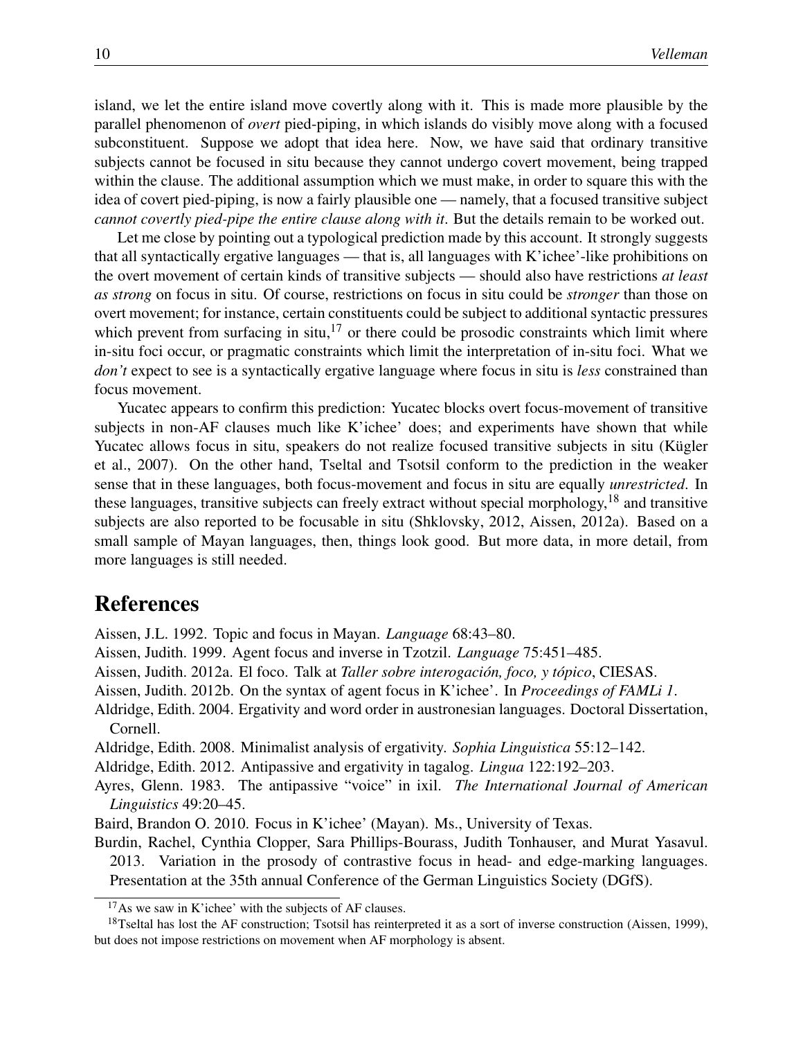island, we let the entire island move covertly along with it. This is made more plausible by the parallel phenomenon of *overt* pied-piping, in which islands do visibly move along with a focused subconstituent. Suppose we adopt that idea here. Now, we have said that ordinary transitive subjects cannot be focused in situ because they cannot undergo covert movement, being trapped within the clause. The additional assumption which we must make, in order to square this with the idea of covert pied-piping, is now a fairly plausible one — namely, that a focused transitive subject *cannot covertly pied-pipe the entire clause along with it*. But the details remain to be worked out.

Let me close by pointing out a typological prediction made by this account. It strongly suggests that all syntactically ergative languages — that is, all languages with K'ichee'-like prohibitions on the overt movement of certain kinds of transitive subjects — should also have restrictions *at least as strong* on focus in situ. Of course, restrictions on focus in situ could be *stronger* than those on overt movement; for instance, certain constituents could be subject to additional syntactic pressures which prevent from surfacing in situ,[17] or there could be prosodic constraints which limit where in-situ foci occur, or pragmatic constraints which limit the interpretation of in-situ foci. What we *don't* expect to see is a syntactically ergative language where focus in situ is *less* constrained than focus movement.

Yucatec appears to confirm this prediction: Yucatec blocks overt focus-movement of transitive subjects in non-AF clauses much like K'ichee' does; and experiments have shown that while Yucatec allows focus in situ, speakers do not realize focused transitive subjects in situ (Kügler et al., 2007). On the other hand, Tseltal and Tsotsil conform to the prediction in the weaker sense that in these languages, both focus-movement and focus in situ are equally *unrestricted*. In these languages, transitive subjects can freely extract without special morphology,[18] and transitive subjects are also reported to be focusable in situ (Shklovsky, 2012, Aissen, 2012a). Based on a small sample of Mayan languages, then, things look good. But more data, in more detail, from more languages is still needed.

# References

Aissen, J.L. 1992. Topic and focus in Mayan. *Language* 68:43–80.

Aissen, Judith. 1999. Agent focus and inverse in Tzotzil. *Language* 75:451–485.

Aissen, Judith. 2012a. El foco. Talk at *Taller sobre interogación, foco, y tópico*, CIESAS.

Aissen, Judith. 2012b. On the syntax of agent focus in K'ichee'. In *Proceedings of FAMLi 1*.

Aldridge, Edith. 2004. Ergativity and word order in austronesian languages. Doctoral Dissertation, Cornell.

Aldridge, Edith. 2008. Minimalist analysis of ergativity. *Sophia Linguistica* 55:12–142.

Aldridge, Edith. 2012. Antipassive and ergativity in tagalog. *Lingua* 122:192–203.

Ayres, Glenn. 1983. The antipassive "voice" in ixil. *The International Journal of American Linguistics* 49:20–45.

Baird, Brandon O. 2010. Focus in K'ichee' (Mayan). Ms., University of Texas.

Burdin, Rachel, Cynthia Clopper, Sara Phillips-Bourass, Judith Tonhauser, and Murat Yasavul. 2013. Variation in the prosody of contrastive focus in head- and edge-marking languages. Presentation at the 35th annual Conference of the German Linguistics Society (DGfS).

[17] As we saw in K'ichee' with the subjects of AF clauses.

[18] Tseltal has lost the AF construction; Tsotsil has reinterpreted it as a sort of inverse construction (Aissen, 1999), but does not impose restrictions on movement when AF morphology is absent.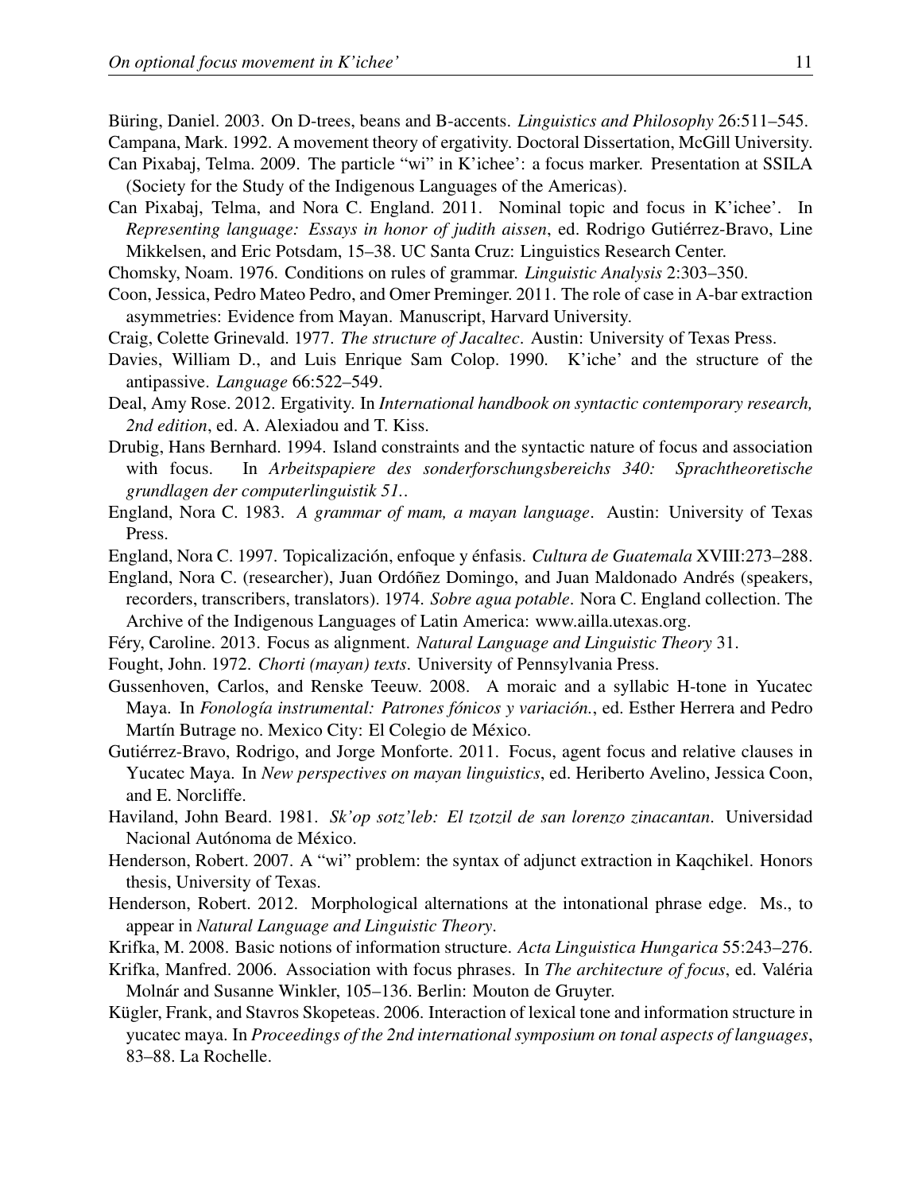Büring, Daniel. 2003. On D-trees, beans and B-accents. *Linguistics and Philosophy* 26:511–545.

Campana, Mark. 1992. A movement theory of ergativity. Doctoral Dissertation, McGill University.

Can Pixabaj, Telma. 2009. The particle "wi" in K'ichee': a focus marker. Presentation at SSILA (Society for the Study of the Indigenous Languages of the Americas).

Can Pixabaj, Telma, and Nora C. England. 2011. Nominal topic and focus in K'ichee'. In *Representing language: Essays in honor of judith aissen*, ed. Rodrigo Gutiérrez-Bravo, Line Mikkelsen, and Eric Potsdam, 15–38. UC Santa Cruz: Linguistics Research Center.

Chomsky, Noam. 1976. Conditions on rules of grammar. *Linguistic Analysis* 2:303–350.

Coon, Jessica, Pedro Mateo Pedro, and Omer Preminger. 2011. The role of case in A-bar extraction asymmetries: Evidence from Mayan. Manuscript, Harvard University.

Craig, Colette Grinevald. 1977. *The structure of Jacaltec*. Austin: University of Texas Press.

Davies, William D., and Luis Enrique Sam Colop. 1990. K'iche' and the structure of the antipassive. *Language* 66:522–549.

Deal, Amy Rose. 2012. Ergativity. In *International handbook on syntactic contemporary research, 2nd edition*, ed. A. Alexiadou and T. Kiss.

Drubig, Hans Bernhard. 1994. Island constraints and the syntactic nature of focus and association with focus. In *Arbeitspapiere des sonderforschungsbereichs 340: Sprachtheoretische grundlagen der computerlinguistik 51.*.

England, Nora C. 1983. *A grammar of mam, a mayan language*. Austin: University of Texas Press.

England, Nora C. 1997. Topicalización, enfoque y énfasis. *Cultura de Guatemala* XVIII:273–288.

England, Nora C. (researcher), Juan Ordóñez Domingo, and Juan Maldonado Andrés (speakers, recorders, transcribers, translators). 1974. *Sobre agua potable*. Nora C. England collection. The Archive of the Indigenous Languages of Latin America: www.ailla.utexas.org.

Féry, Caroline. 2013. Focus as alignment. *Natural Language and Linguistic Theory* 31.

Fought, John. 1972. *Chorti (mayan) texts*. University of Pennsylvania Press.

Gussenhoven, Carlos, and Renske Teeuw. 2008. A moraic and a syllabic H-tone in Yucatec Maya. In *Fonología instrumental: Patrones fónicos y variación.*, ed. Esther Herrera and Pedro Martín Butrage no. Mexico City: El Colegio de México.

Gutiérrez-Bravo, Rodrigo, and Jorge Monforte. 2011. Focus, agent focus and relative clauses in Yucatec Maya. In *New perspectives on mayan linguistics*, ed. Heriberto Avelino, Jessica Coon, and E. Norcliffe.

Haviland, John Beard. 1981. *Sk'op sotz'leb: El tzotzil de san lorenzo zinacantan*. Universidad Nacional Autónoma de México.

Henderson, Robert. 2007. A "wi" problem: the syntax of adjunct extraction in Kaqchikel. Honors thesis, University of Texas.

Henderson, Robert. 2012. Morphological alternations at the intonational phrase edge. Ms., to appear in *Natural Language and Linguistic Theory*.

Krifka, M. 2008. Basic notions of information structure. *Acta Linguistica Hungarica* 55:243–276.

Krifka, Manfred. 2006. Association with focus phrases. In *The architecture of focus*, ed. Valéria Molnár and Susanne Winkler, 105–136. Berlin: Mouton de Gruyter.

Kügler, Frank, and Stavros Skopeteas. 2006. Interaction of lexical tone and information structure in yucatec maya. In *Proceedings of the 2nd international symposium on tonal aspects of languages*, 83–88. La Rochelle.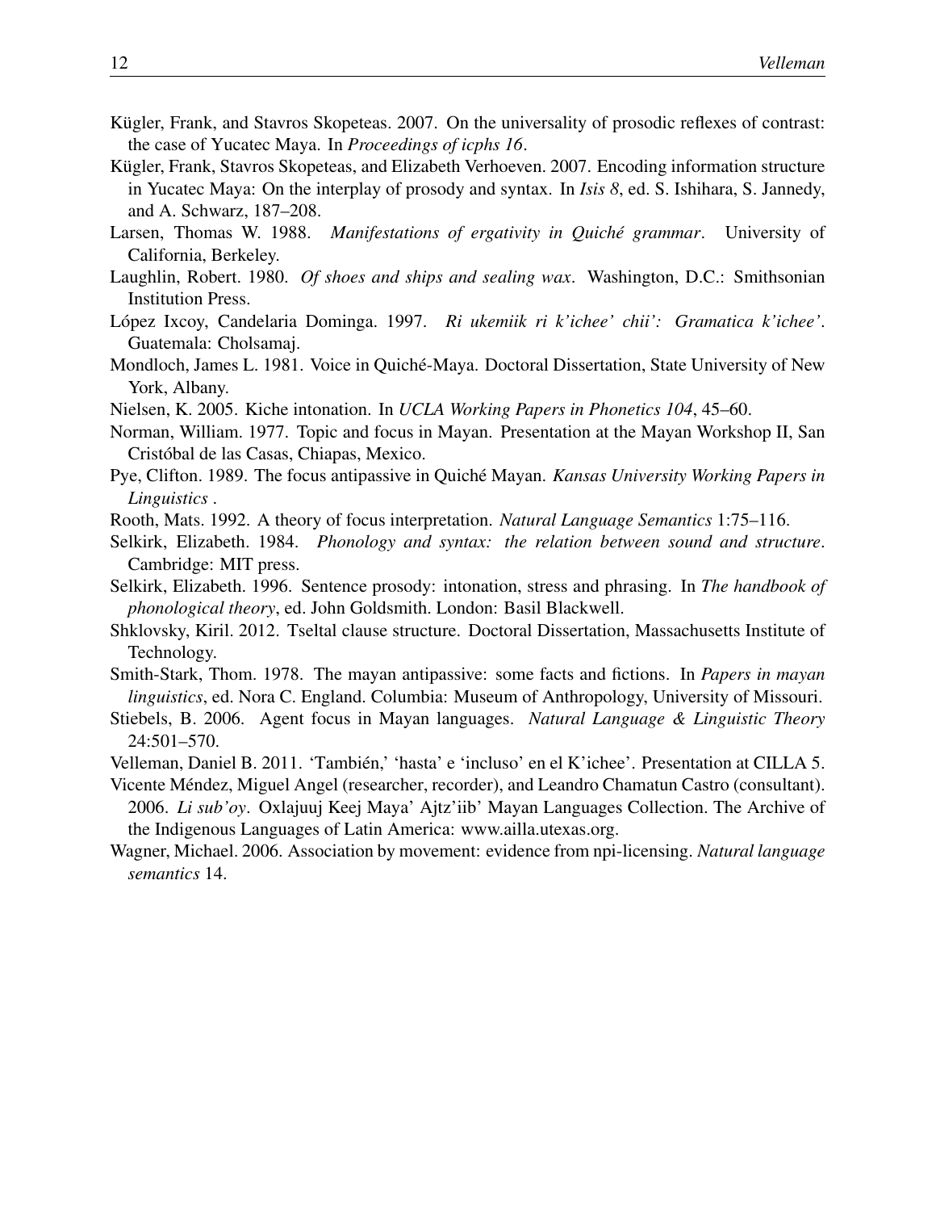Kügler, Frank, and Stavros Skopeteas. 2007. On the universality of prosodic reflexes of contrast: the case of Yucatec Maya. In *Proceedings of icphs 16*.

Kügler, Frank, Stavros Skopeteas, and Elizabeth Verhoeven. 2007. Encoding information structure in Yucatec Maya: On the interplay of prosody and syntax. In *Isis 8*, ed. S. Ishihara, S. Jannedy, and A. Schwarz, 187–208.

Larsen, Thomas W. 1988. *Manifestations of ergativity in Quiché grammar*. University of California, Berkeley.

Laughlin, Robert. 1980. *Of shoes and ships and sealing wax*. Washington, D.C.: Smithsonian Institution Press.

López Ixcoy, Candelaria Dominga. 1997. *Ri ukemiik ri k'ichee' chii': Gramatica k'ichee'*. Guatemala: Cholsamaj.

Mondloch, James L. 1981. Voice in Quiché-Maya. Doctoral Dissertation, State University of New York, Albany.

Nielsen, K. 2005. Kiche intonation. In *UCLA Working Papers in Phonetics 104*, 45–60.

Norman, William. 1977. Topic and focus in Mayan. Presentation at the Mayan Workshop II, San Cristóbal de las Casas, Chiapas, Mexico.

Pye, Clifton. 1989. The focus antipassive in Quiché Mayan. *Kansas University Working Papers in Linguistics* .

Rooth, Mats. 1992. A theory of focus interpretation. *Natural Language Semantics* 1:75–116.

Selkirk, Elizabeth. 1984. *Phonology and syntax: the relation between sound and structure*. Cambridge: MIT press.

Selkirk, Elizabeth. 1996. Sentence prosody: intonation, stress and phrasing. In *The handbook of phonological theory*, ed. John Goldsmith. London: Basil Blackwell.

Shklovsky, Kiril. 2012. Tseltal clause structure. Doctoral Dissertation, Massachusetts Institute of Technology.

Smith-Stark, Thom. 1978. The mayan antipassive: some facts and fictions. In *Papers in mayan linguistics*, ed. Nora C. England. Columbia: Museum of Anthropology, University of Missouri.

Stiebels, B. 2006. Agent focus in Mayan languages. *Natural Language & Linguistic Theory* 24:501–570.

Velleman, Daniel B. 2011. 'También,' 'hasta' e 'incluso' en el K'ichee'. Presentation at CILLA 5.

Vicente Méndez, Miguel Angel (researcher, recorder), and Leandro Chamatun Castro (consultant). 2006. *Li sub'oy*. Oxlajuuj Keej Maya' Ajtz'iib' Mayan Languages Collection. The Archive of the Indigenous Languages of Latin America: www.ailla.utexas.org.

Wagner, Michael. 2006. Association by movement: evidence from npi-licensing. *Natural language semantics* 14.